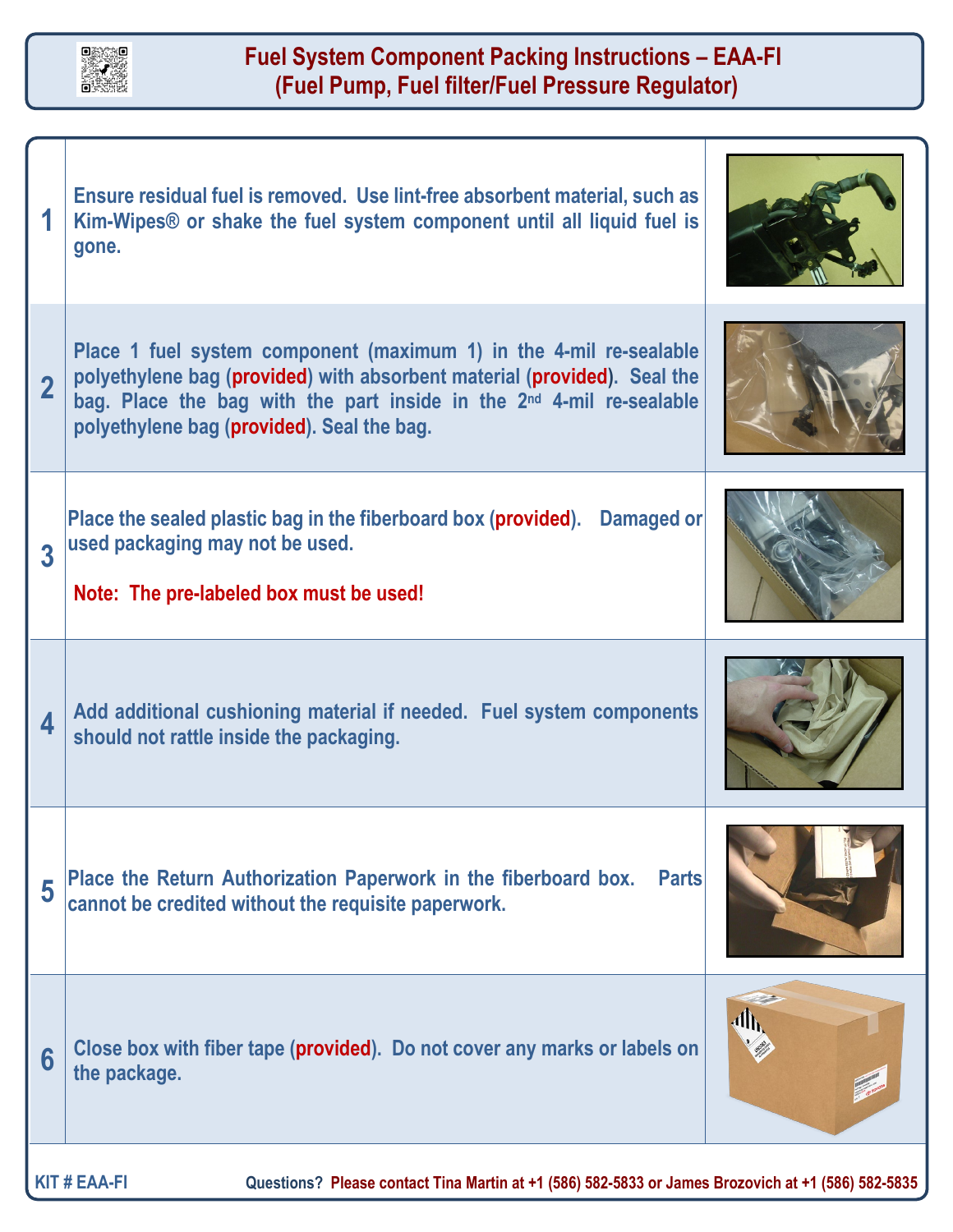# Fuel System Component Packing Instructions – EAA-FI
## (Fuel Pump, Fuel filter/Fuel Pressure Regulator)

| Step | Instruction |
|---|---|
| 1 | Ensure residual fuel is removed. Use lint-free absorbent material, such as Kim-Wipes® or shake the fuel system component until all liquid fuel is gone. |
| 2 | Place 1 fuel system component (maximum 1) in the 4-mil re-sealable polyethylene bag (**provided**) with absorbent material (**provided**). Seal the bag. Place the bag with the part inside in the 2nd 4-mil re-sealable polyethylene bag (**provided**). Seal the bag. |
| 3 | Place the sealed plastic bag in the fiberboard box (**provided**). Damaged or used packaging may not be used.<br><br>**Note: The pre-labeled box must be used!** |
| 4 | Add additional cushioning material if needed. Fuel system components should not rattle inside the packaging. |
| 5 | Place the Return Authorization Paperwork in the fiberboard box. Parts cannot be credited without the requisite paperwork. |
| 6 | Close box with fiber tape (**provided**). Do not cover any marks or labels on the package. |

KIT # EAA-FI

Questions? Please contact Tina Martin at +1 (586) 582-5833 or James Brozovich at +1 (586) 582-5835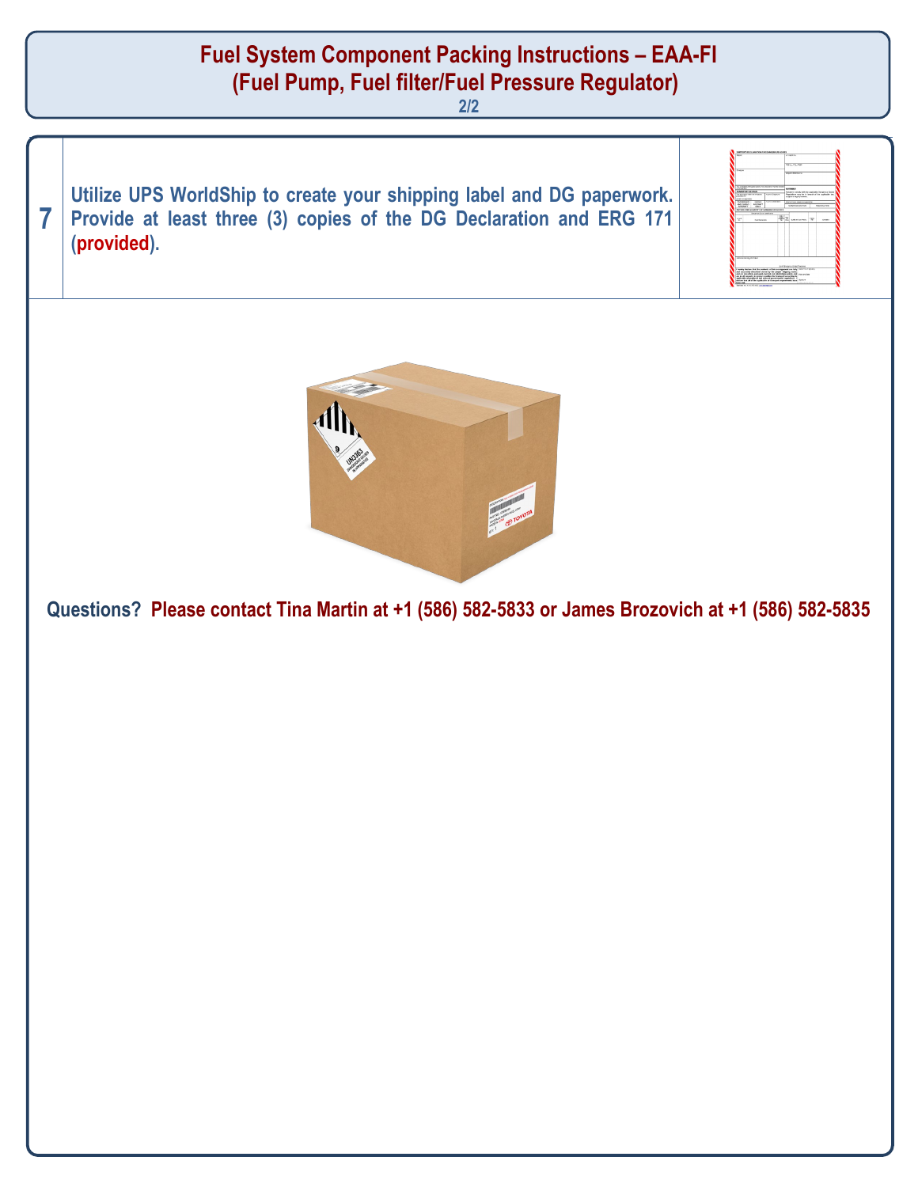# Fuel System Component Packing Instructions – EAA-FI
## (Fuel Pump, Fuel filter/Fuel Pressure Regulator)

| | |
|---|---|
| 7 | **Utilize UPS WorldShip to create your shipping label and DG paperwork. Provide at least three (3) copies of the DG Declaration and ERG 171 (provided).** |

**Questions? Please contact Tina Martin at +1 (586) 582-5833 or James Brozovich at +1 (586) 582-5835**